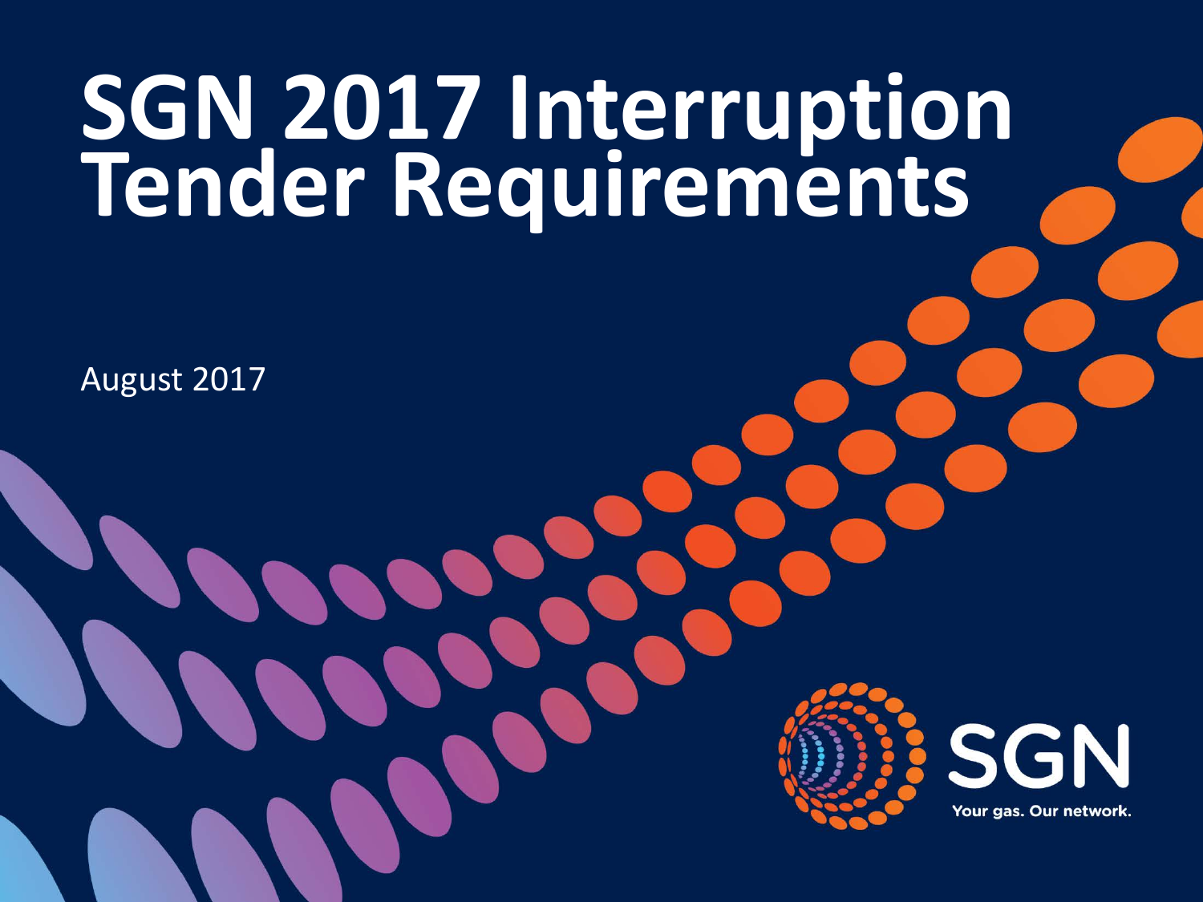# SGN 2017 Interruption Tender Requirements

August 2017

SGN

Your gas. Our network.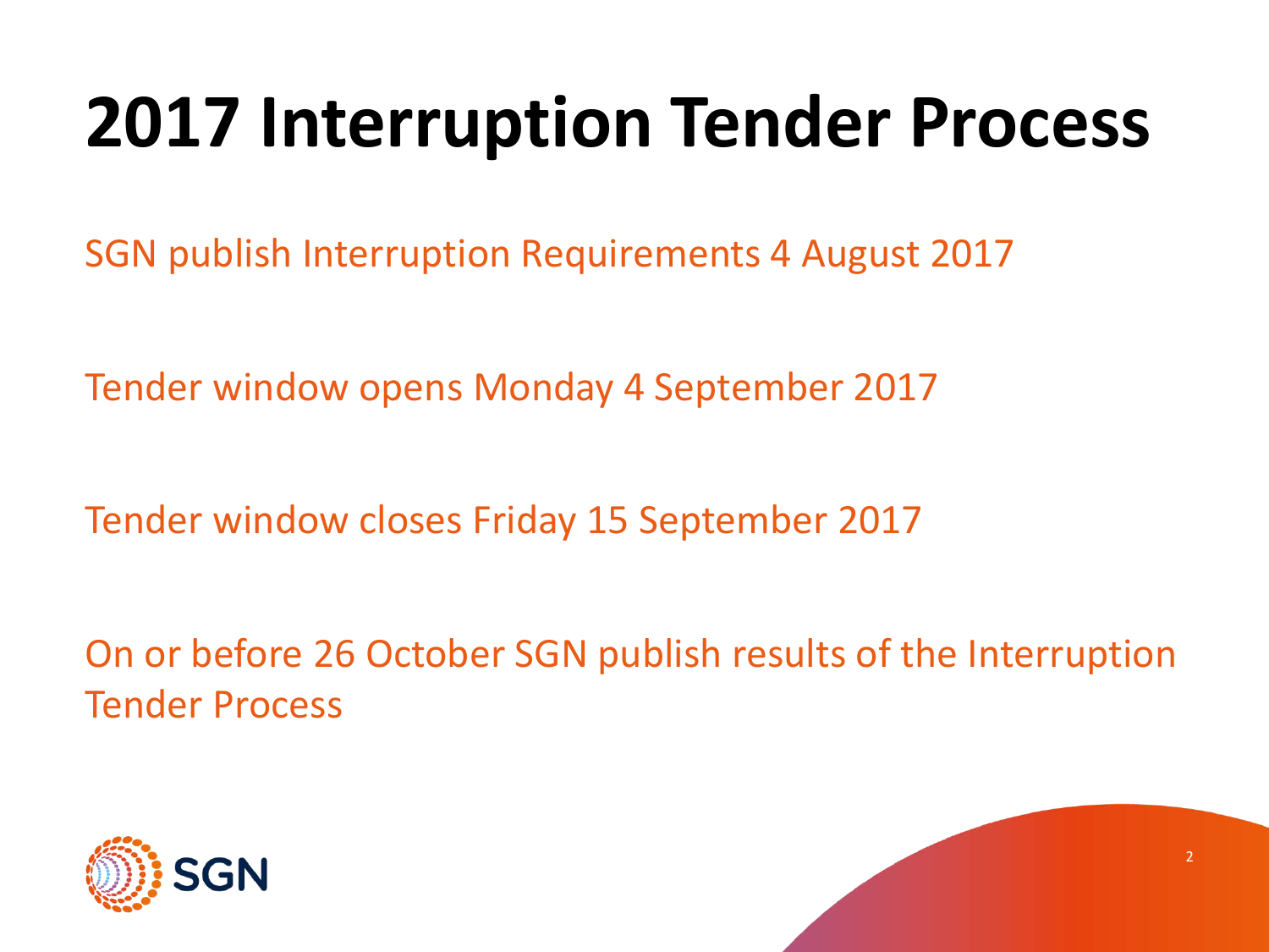# 2017 Interruption Tender Process

SGN publish Interruption Requirements 4 August 2017

Tender window opens Monday 4 September 2017

Tender window closes Friday 15 September 2017

On or before 26 October SGN publish results of the Interruption Tender Process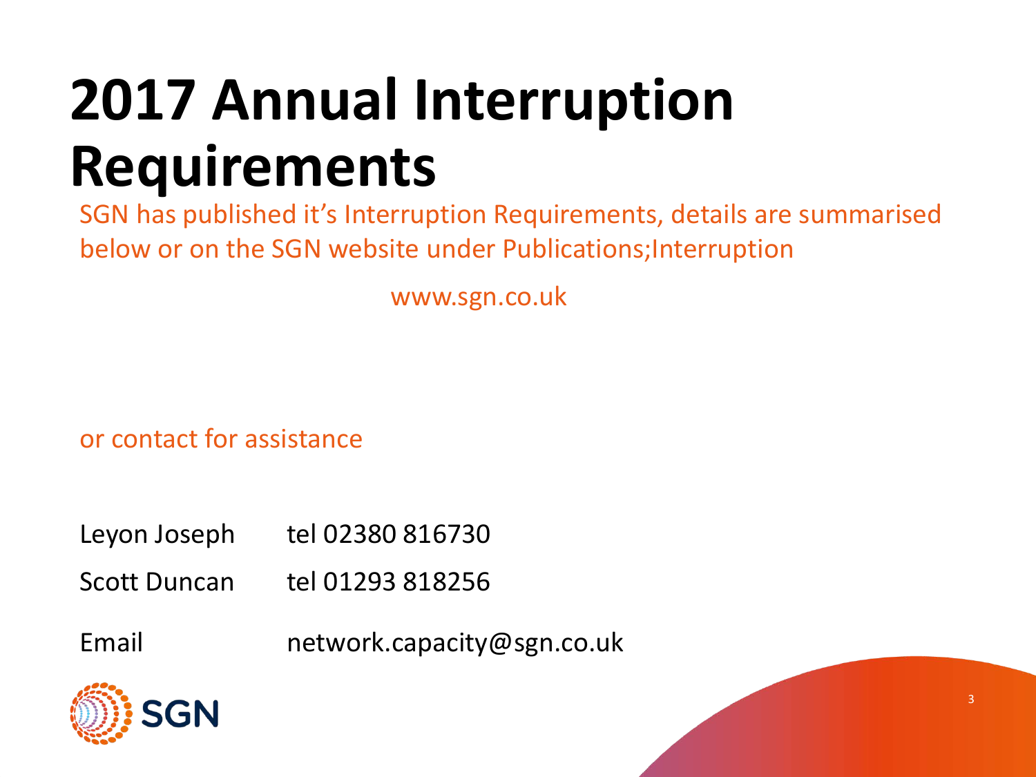# 2017 Annual Interruption Requirements

SGN has published it's Interruption Requirements, details are summarised below or on the SGN website under Publications;Interruption

www.sgn.co.uk

or contact for assistance

Leyon Joseph tel 02380 816730

Scott Duncan tel 01293 818256

Email network.capacity@sgn.co.uk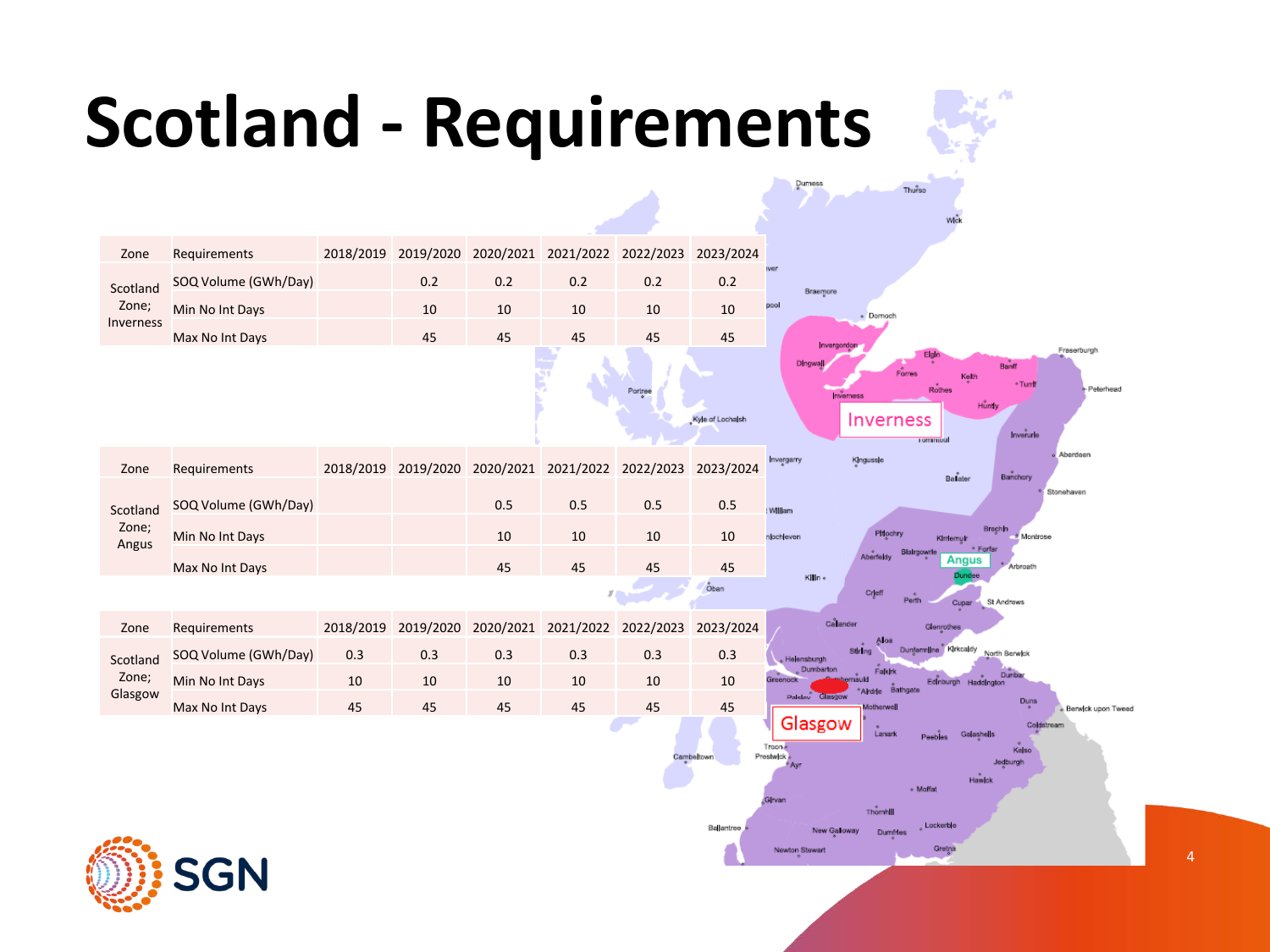# Scotland - Requirements

| Zone | Requirements | 2018/2019 | 2019/2020 | 2020/2021 | 2021/2022 | 2022/2023 | 2023/2024 |
|---|---|---|---|---|---|---|---|
| Scotland Zone; Inverness | SOQ Volume (GWh/Day) | | 0.2 | 0.2 | 0.2 | 0.2 | 0.2 |
| | Min No Int Days | | 10 | 10 | 10 | 10 | 10 |
| | Max No Int Days | | 45 | 45 | 45 | 45 | 45 |

| Zone | Requirements | 2018/2019 | 2019/2020 | 2020/2021 | 2021/2022 | 2022/2023 | 2023/2024 |
|---|---|---|---|---|---|---|---|
| Scotland Zone; Angus | SOQ Volume (GWh/Day) | | | 0.5 | 0.5 | 0.5 | 0.5 |
| | Min No Int Days | | | 10 | 10 | 10 | 10 |
| | Max No Int Days | | | 45 | 45 | 45 | 45 |

| Zone | Requirements | 2018/2019 | 2019/2020 | 2020/2021 | 2021/2022 | 2022/2023 | 2023/2024 |
|---|---|---|---|---|---|---|---|
| Scotland Zone; Glasgow | SOQ Volume (GWh/Day) | 0.3 | 0.3 | 0.3 | 0.3 | 0.3 | 0.3 |
| | Min No Int Days | 10 | 10 | 10 | 10 | 10 | 10 |
| | Max No Int Days | 45 | 45 | 45 | 45 | 45 | 45 |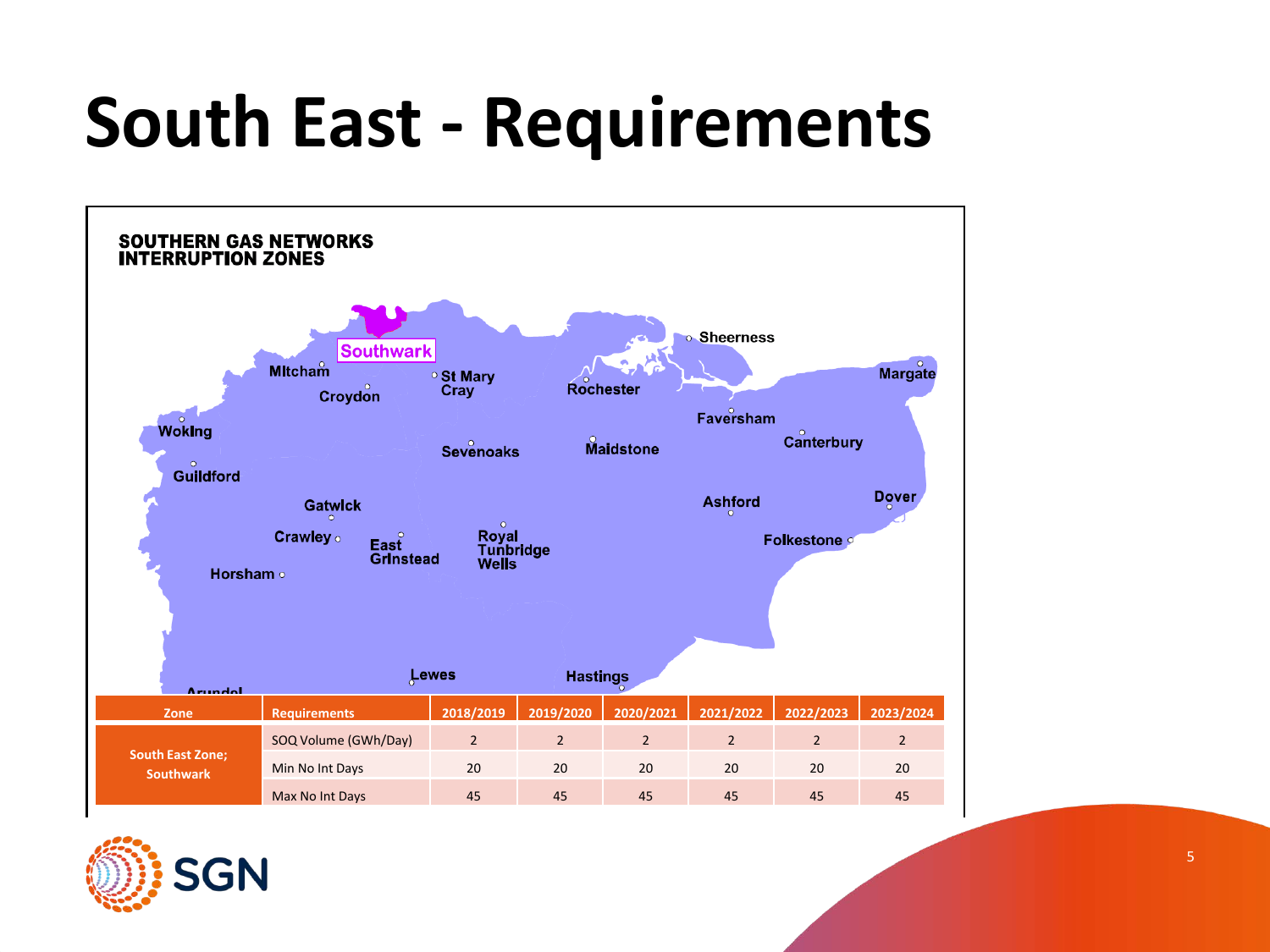# South East - Requirements

SOUTHERN GAS NETWORKS
INTERRUPTION ZONES

Southwark

Mitcham
Croydon
St Mary Cray
Rochester
Sheerness
Margate
Faversham
Canterbury
Woking
Guildford
Sevenoaks
Maidstone
Ashford
Dover
Gatwick
Crawley
East Grinstead
Royal Tunbridge Wells
Folkestone
Horsham
Lewes
Hastings
Arundel

| Zone | Requirements | 2018/2019 | 2019/2020 | 2020/2021 | 2021/2022 | 2022/2023 | 2023/2024 |
|---|---|---|---|---|---|---|---|
| South East Zone; Southwark | SOQ Volume (GWh/Day) | 2 | 2 | 2 | 2 | 2 | 2 |
| | Min No Int Days | 20 | 20 | 20 | 20 | 20 | 20 |
| | Max No Int Days | 45 | 45 | 45 | 45 | 45 | 45 |